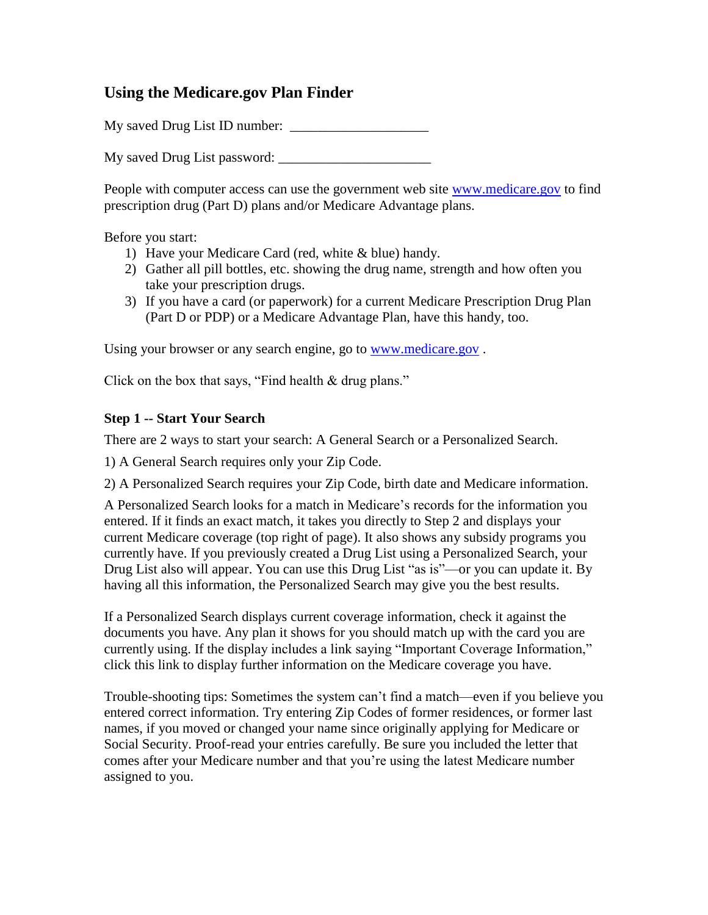# Using the Medicare.gov Plan Finder

My saved Drug List ID number: ____________________

My saved Drug List password: ______________________

People with computer access can use the government web site [www.medicare.gov](http://www.medicare.gov) to find prescription drug (Part D) plans and/or Medicare Advantage plans.

Before you start:

1) Have your Medicare Card (red, white & blue) handy.
2) Gather all pill bottles, etc. showing the drug name, strength and how often you take your prescription drugs.
3) If you have a card (or paperwork) for a current Medicare Prescription Drug Plan (Part D or PDP) or a Medicare Advantage Plan, have this handy, too.

Using your browser or any search engine, go to [www.medicare.gov](http://www.medicare.gov) .

Click on the box that says, "Find health & drug plans."

### Step 1 -- Start Your Search

There are 2 ways to start your search: A General Search or a Personalized Search.

1) A General Search requires only your Zip Code.

2) A Personalized Search requires your Zip Code, birth date and Medicare information.

A Personalized Search looks for a match in Medicare's records for the information you entered. If it finds an exact match, it takes you directly to Step 2 and displays your current Medicare coverage (top right of page). It also shows any subsidy programs you currently have. If you previously created a Drug List using a Personalized Search, your Drug List also will appear. You can use this Drug List "as is"—or you can update it. By having all this information, the Personalized Search may give you the best results.

If a Personalized Search displays current coverage information, check it against the documents you have. Any plan it shows for you should match up with the card you are currently using. If the display includes a link saying "Important Coverage Information," click this link to display further information on the Medicare coverage you have.

Trouble-shooting tips: Sometimes the system can't find a match—even if you believe you entered correct information. Try entering Zip Codes of former residences, or former last names, if you moved or changed your name since originally applying for Medicare or Social Security. Proof-read your entries carefully. Be sure you included the letter that comes after your Medicare number and that you're using the latest Medicare number assigned to you.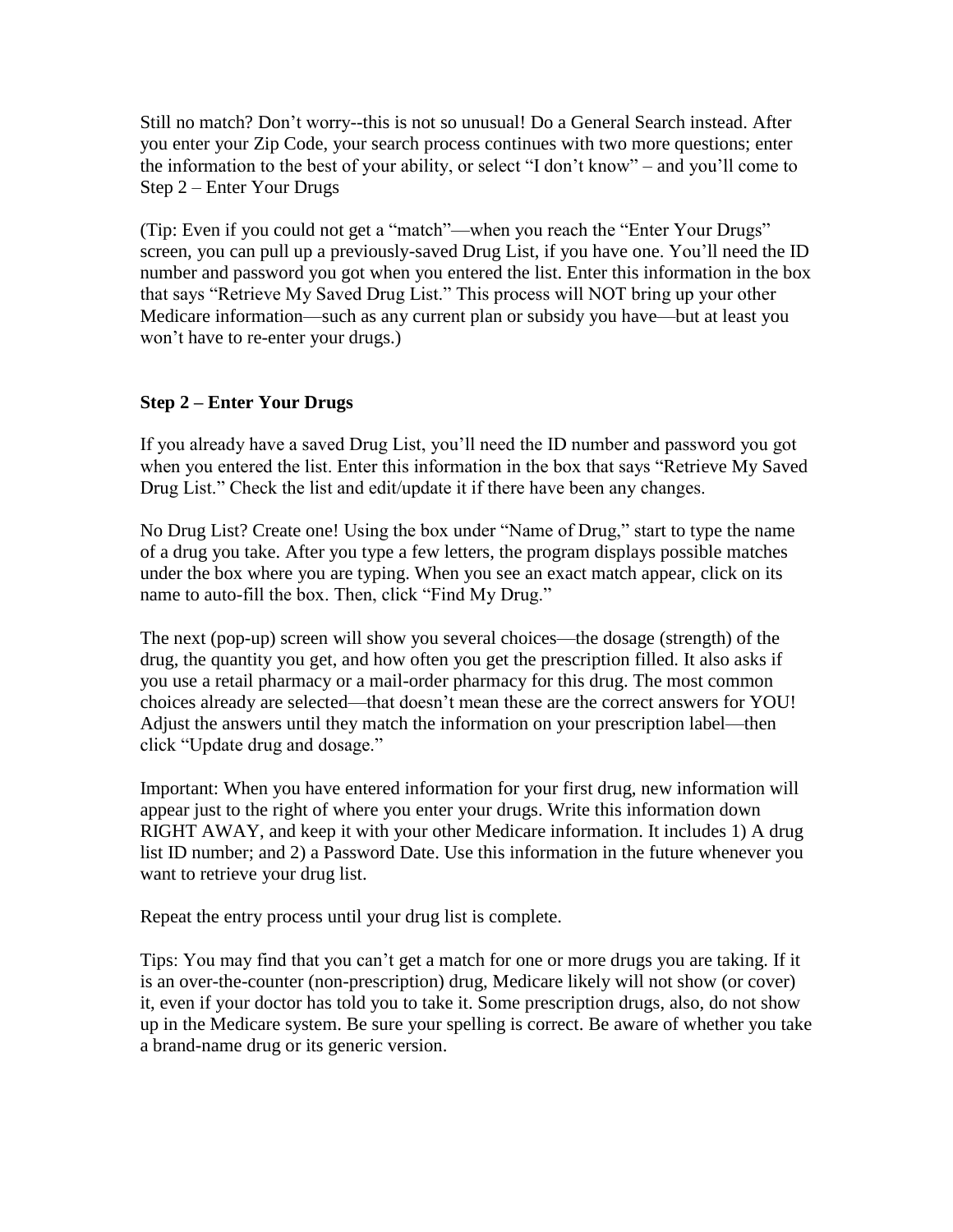Still no match? Don't worry--this is not so unusual! Do a General Search instead. After you enter your Zip Code, your search process continues with two more questions; enter the information to the best of your ability, or select "I don't know" – and you'll come to Step 2 – Enter Your Drugs

(Tip: Even if you could not get a "match"—when you reach the "Enter Your Drugs" screen, you can pull up a previously-saved Drug List, if you have one. You'll need the ID number and password you got when you entered the list. Enter this information in the box that says "Retrieve My Saved Drug List." This process will NOT bring up your other Medicare information—such as any current plan or subsidy you have—but at least you won't have to re-enter your drugs.)

**Step 2 – Enter Your Drugs**

If you already have a saved Drug List, you'll need the ID number and password you got when you entered the list. Enter this information in the box that says "Retrieve My Saved Drug List." Check the list and edit/update it if there have been any changes.

No Drug List? Create one! Using the box under "Name of Drug," start to type the name of a drug you take. After you type a few letters, the program displays possible matches under the box where you are typing. When you see an exact match appear, click on its name to auto-fill the box. Then, click "Find My Drug."

The next (pop-up) screen will show you several choices—the dosage (strength) of the drug, the quantity you get, and how often you get the prescription filled. It also asks if you use a retail pharmacy or a mail-order pharmacy for this drug. The most common choices already are selected—that doesn't mean these are the correct answers for YOU! Adjust the answers until they match the information on your prescription label—then click "Update drug and dosage."

Important: When you have entered information for your first drug, new information will appear just to the right of where you enter your drugs. Write this information down RIGHT AWAY, and keep it with your other Medicare information. It includes 1) A drug list ID number; and 2) a Password Date. Use this information in the future whenever you want to retrieve your drug list.

Repeat the entry process until your drug list is complete.

Tips: You may find that you can't get a match for one or more drugs you are taking. If it is an over-the-counter (non-prescription) drug, Medicare likely will not show (or cover) it, even if your doctor has told you to take it. Some prescription drugs, also, do not show up in the Medicare system. Be sure your spelling is correct. Be aware of whether you take a brand-name drug or its generic version.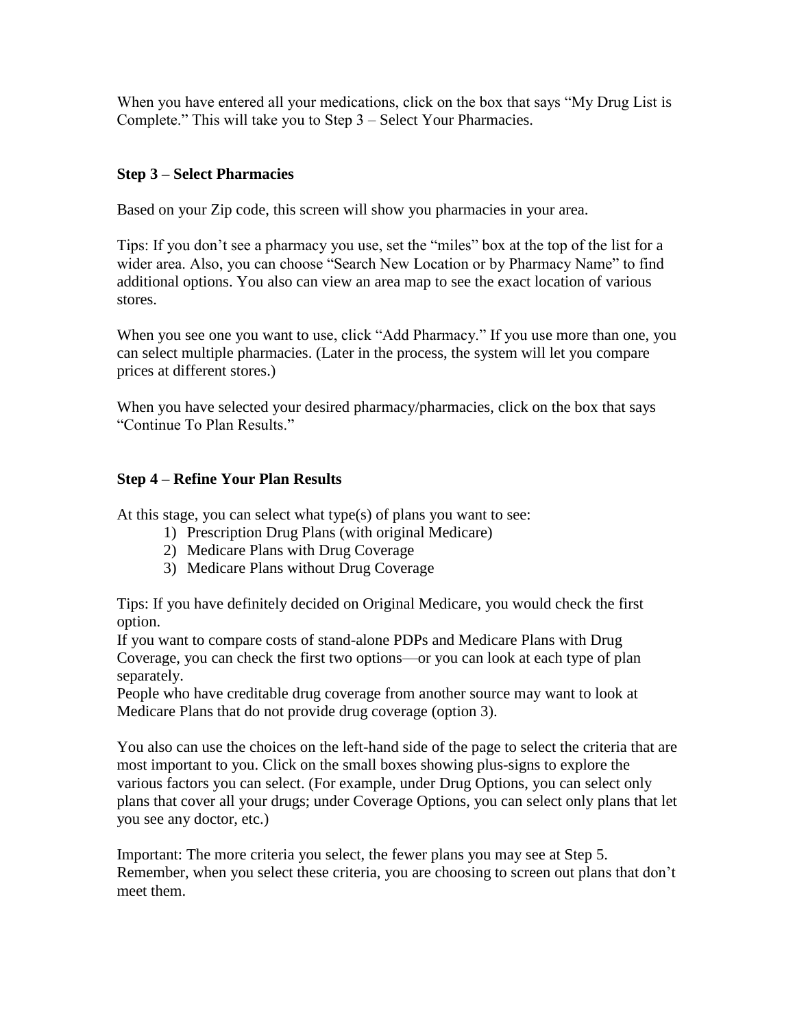When you have entered all your medications, click on the box that says "My Drug List is Complete." This will take you to Step 3 – Select Your Pharmacies.

**Step 3 – Select Pharmacies**

Based on your Zip code, this screen will show you pharmacies in your area.

Tips: If you don't see a pharmacy you use, set the "miles" box at the top of the list for a wider area. Also, you can choose "Search New Location or by Pharmacy Name" to find additional options. You also can view an area map to see the exact location of various stores.

When you see one you want to use, click "Add Pharmacy." If you use more than one, you can select multiple pharmacies. (Later in the process, the system will let you compare prices at different stores.)

When you have selected your desired pharmacy/pharmacies, click on the box that says "Continue To Plan Results."

**Step 4 – Refine Your Plan Results**

At this stage, you can select what type(s) of plans you want to see:

1) Prescription Drug Plans (with original Medicare)
2) Medicare Plans with Drug Coverage
3) Medicare Plans without Drug Coverage

Tips: If you have definitely decided on Original Medicare, you would check the first option.
If you want to compare costs of stand-alone PDPs and Medicare Plans with Drug Coverage, you can check the first two options—or you can look at each type of plan separately.
People who have creditable drug coverage from another source may want to look at Medicare Plans that do not provide drug coverage (option 3).

You also can use the choices on the left-hand side of the page to select the criteria that are most important to you. Click on the small boxes showing plus-signs to explore the various factors you can select. (For example, under Drug Options, you can select only plans that cover all your drugs; under Coverage Options, you can select only plans that let you see any doctor, etc.)

Important: The more criteria you select, the fewer plans you may see at Step 5. Remember, when you select these criteria, you are choosing to screen out plans that don't meet them.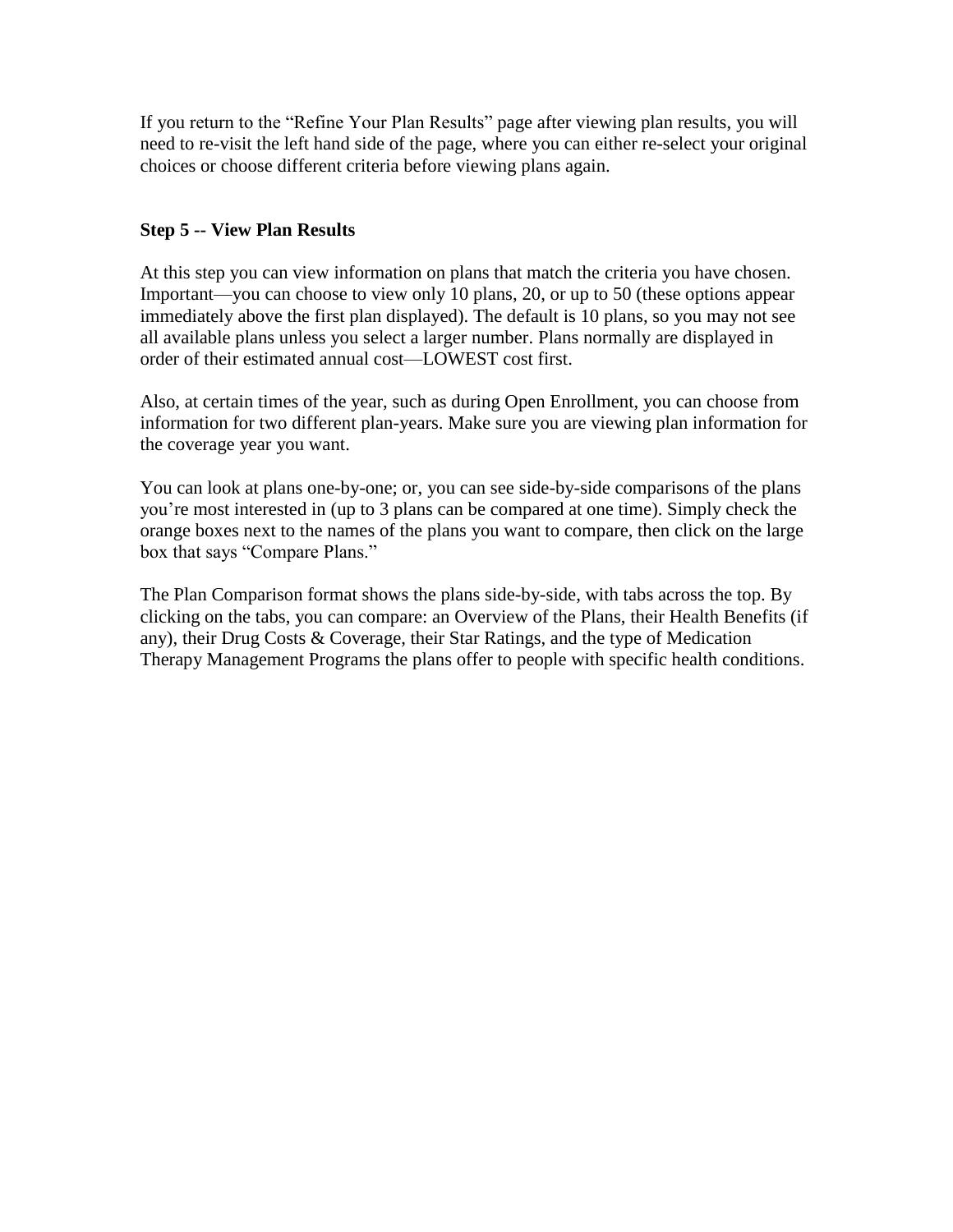If you return to the “Refine Your Plan Results” page after viewing plan results, you will need to re-visit the left hand side of the page, where you can either re-select your original choices or choose different criteria before viewing plans again.

**Step 5 -- View Plan Results**

At this step you can view information on plans that match the criteria you have chosen. Important—you can choose to view only 10 plans, 20, or up to 50 (these options appear immediately above the first plan displayed). The default is 10 plans, so you may not see all available plans unless you select a larger number. Plans normally are displayed in order of their estimated annual cost—LOWEST cost first.

Also, at certain times of the year, such as during Open Enrollment, you can choose from information for two different plan-years. Make sure you are viewing plan information for the coverage year you want.

You can look at plans one-by-one; or, you can see side-by-side comparisons of the plans you’re most interested in (up to 3 plans can be compared at one time). Simply check the orange boxes next to the names of the plans you want to compare, then click on the large box that says “Compare Plans.”

The Plan Comparison format shows the plans side-by-side, with tabs across the top. By clicking on the tabs, you can compare: an Overview of the Plans, their Health Benefits (if any), their Drug Costs & Coverage, their Star Ratings, and the type of Medication Therapy Management Programs the plans offer to people with specific health conditions.